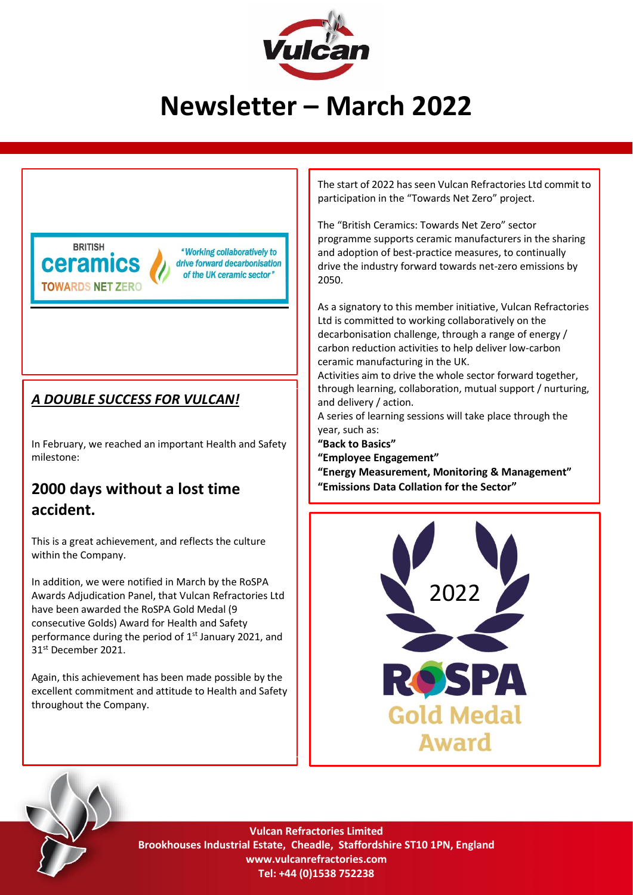# Newsletter – March 2022

BRITISH ceramics TOWARDS NET ZERO

*"Working collaboratively to drive forward decarbonisation of the UK ceramic sector"*

The start of 2022 has seen Vulcan Refractories Ltd commit to participation in the "Towards Net Zero" project.

The "British Ceramics: Towards Net Zero" sector programme supports ceramic manufacturers in the sharing and adoption of best-practice measures, to continually drive the industry forward towards net-zero emissions by 2050.

As a signatory to this member initiative, Vulcan Refractories Ltd is committed to working collaboratively on the decarbonisation challenge, through a range of energy / carbon reduction activities to help deliver low-carbon ceramic manufacturing in the UK.

Activities aim to drive the whole sector forward together, through learning, collaboration, mutual support / nurturing, and delivery / action.

A series of learning sessions will take place through the year, such as:

**"Back to Basics"**
**"Employee Engagement"**
**"Energy Measurement, Monitoring & Management"**
**"Emissions Data Collation for the Sector"**

## ***A DOUBLE SUCCESS FOR VULCAN!***

In February, we reached an important Health and Safety milestone:

## 2000 days without a lost time accident.

This is a great achievement, and reflects the culture within the Company.

In addition, we were notified in March by the RoSPA Awards Adjudication Panel, that Vulcan Refractories Ltd have been awarded the RoSPA Gold Medal (9 consecutive Golds) Award for Health and Safety performance during the period of 1st January 2021, and 31st December 2021.

Again, this achievement has been made possible by the excellent commitment and attitude to Health and Safety throughout the Company.

2022 RoSPA Gold Medal Award

**Vulcan Refractories Limited**
**Brookhouses Industrial Estate, Cheadle, Staffordshire ST10 1PN, England**
**www.vulcanrefractories.com**
**Tel: +44 (0)1538 752238**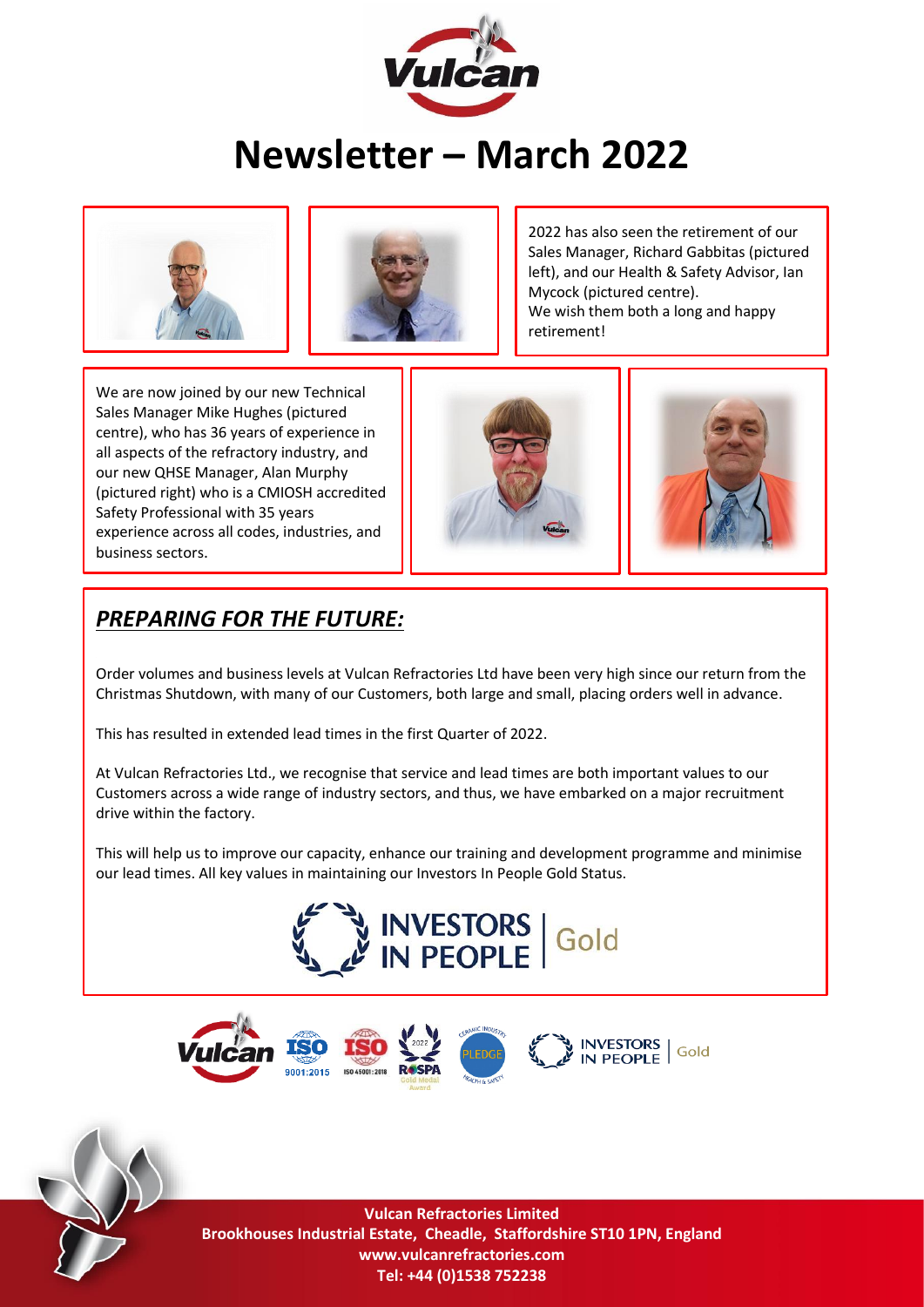# Newsletter – March 2022

2022 has also seen the retirement of our Sales Manager, Richard Gabbitas (pictured left), and our Health & Safety Advisor, Ian Mycock (pictured centre).
We wish them both a long and happy retirement!

We are now joined by our new Technical Sales Manager Mike Hughes (pictured centre), who has 36 years of experience in all aspects of the refractory industry, and our new QHSE Manager, Alan Murphy (pictured right) who is a CMIOSH accredited Safety Professional with 35 years experience across all codes, industries, and business sectors.

## *PREPARING FOR THE FUTURE:*

Order volumes and business levels at Vulcan Refractories Ltd have been very high since our return from the Christmas Shutdown, with many of our Customers, both large and small, placing orders well in advance.

This has resulted in extended lead times in the first Quarter of 2022.

At Vulcan Refractories Ltd., we recognise that service and lead times are both important values to our Customers across a wide range of industry sectors, and thus, we have embarked on a major recruitment drive within the factory.

This will help us to improve our capacity, enhance our training and development programme and minimise our lead times. All key values in maintaining our Investors In People Gold Status.

**Vulcan Refractories Limited**
**Brookhouses Industrial Estate, Cheadle, Staffordshire ST10 1PN, England**
**www.vulcanrefractories.com**
**Tel: +44 (0)1538 752238**